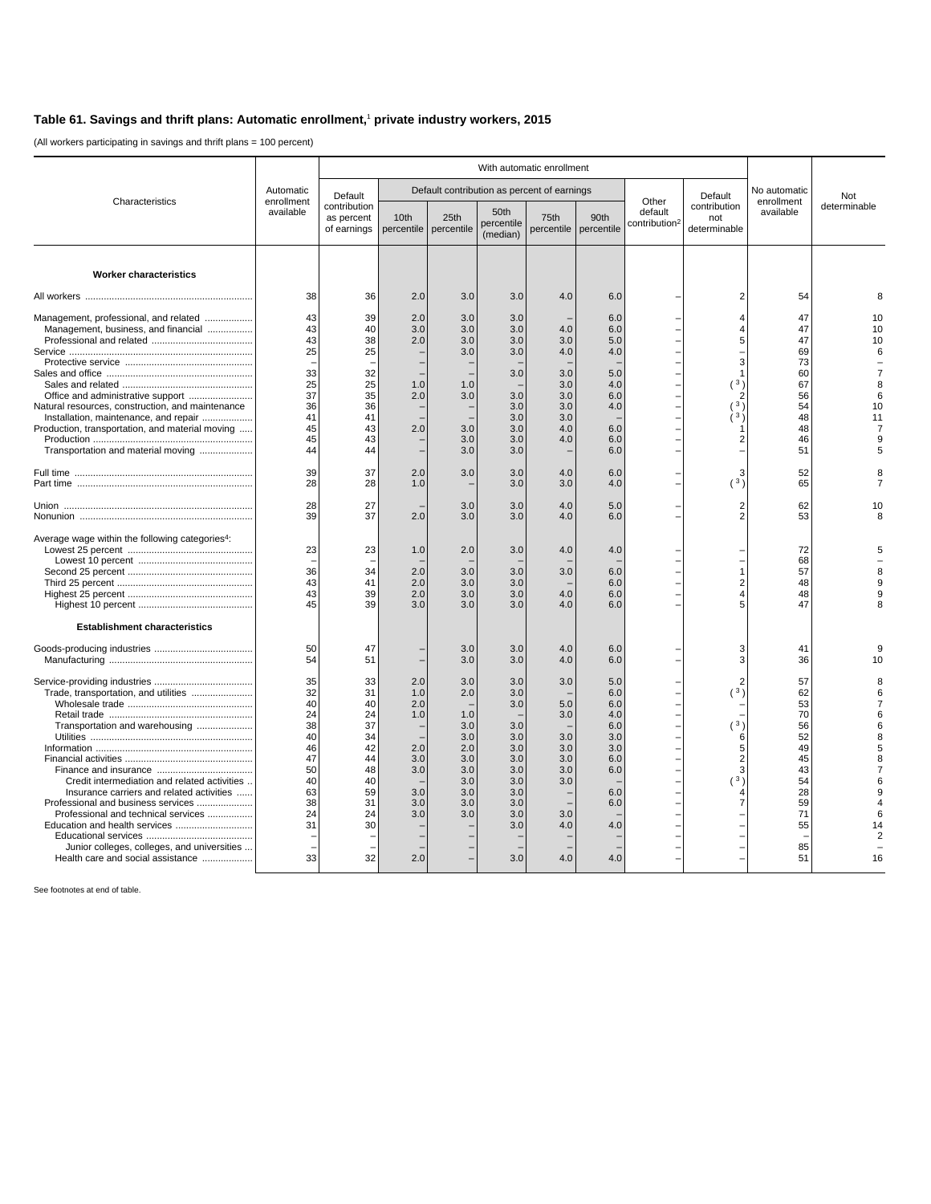## Table 61. Savings and thrift plans: Automatic enrollment,[1] private industry workers, 2015

(All workers participating in savings and thrift plans = 100 percent)

| Characteristics | Automatic enrollment available | With automatic enrollment | | | | | | | | No automatic enrollment available | Not determinable |
|---|---|---|---|---|---|---|---|---|---|---|---|
| | | Default contribution as percent of earnings | Default contribution as percent of earnings | | | | | Other default contribution[2] | Default contribution not determinable | | |
| | | | 10th percentile | 25th percentile | 50th percentile (median) | 75th percentile | 90th percentile | | | | |
| **Worker characteristics** | | | | | | | | | | | |
| All workers | 38 | 36 | 2.0 | 3.0 | 3.0 | 4.0 | 6.0 | – | 2 | 54 | 8 |
| Management, professional, and related | 43 | 39 | 2.0 | 3.0 | 3.0 | – | 6.0 | – | 4 | 47 | 10 |
| Management, business, and financial | 43 | 40 | 3.0 | 3.0 | 3.0 | 4.0 | 6.0 | – | 4 | 47 | 10 |
| Professional and related | 43 | 38 | 2.0 | 3.0 | 3.0 | 3.0 | 5.0 | – | 5 | 47 | 10 |
| Service | 25 | 25 | – | 3.0 | 3.0 | 4.0 | 4.0 | – | – | 69 | 6 |
| Protective service | – | – | – | – | – | – | – | – | 3 | 73 | – |
| Sales and office | 33 | 32 | – | – | 3.0 | 3.0 | 5.0 | – | 1 | 60 | 7 |
| Sales and related | 25 | 25 | 1.0 | 1.0 | – | 3.0 | 4.0 | – | ([3]) | 67 | 8 |
| Office and administrative support | 37 | 35 | 2.0 | 3.0 | 3.0 | 3.0 | 6.0 | – | 2 | 56 | 6 |
| Natural resources, construction, and maintenance | 36 | 36 | – | – | 3.0 | 3.0 | 4.0 | – | ([3]) | 54 | 10 |
| Installation, maintenance, and repair | 41 | 41 | – | – | 3.0 | 3.0 | – | – | ([3]) | 48 | 11 |
| Production, transportation, and material moving | 45 | 43 | 2.0 | 3.0 | 3.0 | 4.0 | 6.0 | – | 1 | 48 | 7 |
| Production | 45 | 43 | – | 3.0 | 3.0 | 4.0 | 6.0 | – | 2 | 46 | 9 |
| Transportation and material moving | 44 | 44 | – | 3.0 | 3.0 | – | 6.0 | – | – | 51 | 5 |
| Full time | 39 | 37 | 2.0 | 3.0 | 3.0 | 4.0 | 6.0 | – | 3 | 52 | 8 |
| Part time | 28 | 28 | 1.0 | – | 3.0 | 3.0 | 4.0 | – | ([3]) | 65 | 7 |
| Union | 28 | 27 | – | 3.0 | 3.0 | 4.0 | 5.0 | – | 2 | 62 | 10 |
| Nonunion | 39 | 37 | 2.0 | 3.0 | 3.0 | 4.0 | 6.0 | – | 2 | 53 | 8 |
| Average wage within the following categories[4]: | | | | | | | | | | | |
| Lowest 25 percent | 23 | 23 | 1.0 | 2.0 | 3.0 | 4.0 | 4.0 | – | – | 72 | 5 |
| Lowest 10 percent | – | – | – | – | – | – | – | – | – | 68 | – |
| Second 25 percent | 36 | 34 | 2.0 | 3.0 | 3.0 | 3.0 | 6.0 | – | 1 | 57 | 8 |
| Third 25 percent | 43 | 41 | 2.0 | 3.0 | 3.0 | – | 6.0 | – | 2 | 48 | 9 |
| Highest 25 percent | 43 | 39 | 2.0 | 3.0 | 3.0 | 4.0 | 6.0 | – | 4 | 48 | 9 |
| Highest 10 percent | 45 | 39 | 3.0 | 3.0 | 3.0 | 4.0 | 6.0 | – | 5 | 47 | 8 |
| **Establishment characteristics** | | | | | | | | | | | |
| Goods-producing industries | 50 | 47 | – | 3.0 | 3.0 | 4.0 | 6.0 | – | 3 | 41 | 9 |
| Manufacturing | 54 | 51 | – | 3.0 | 3.0 | 4.0 | 6.0 | – | 3 | 36 | 10 |
| Service-providing industries | 35 | 33 | 2.0 | 3.0 | 3.0 | 3.0 | 5.0 | – | 2 | 57 | 8 |
| Trade, transportation, and utilities | 32 | 31 | 1.0 | 2.0 | 3.0 | – | 6.0 | – | ([3]) | 62 | 6 |
| Wholesale trade | 40 | 40 | 2.0 | – | 3.0 | 5.0 | 6.0 | – | – | 53 | 7 |
| Retail trade | 24 | 24 | 1.0 | 1.0 | – | 3.0 | 4.0 | – | – | 70 | 6 |
| Transportation and warehousing | 38 | 37 | – | 3.0 | 3.0 | – | 6.0 | – | ([3]) | 56 | 6 |
| Utilities | 40 | 34 | – | 3.0 | 3.0 | 3.0 | 3.0 | – | 6 | 52 | 8 |
| Information | 46 | 42 | 2.0 | 2.0 | 3.0 | 3.0 | 3.0 | – | 5 | 49 | 5 |
| Financial activities | 47 | 44 | 3.0 | 3.0 | 3.0 | 3.0 | 6.0 | – | 2 | 45 | 8 |
| Finance and insurance | 50 | 48 | 3.0 | 3.0 | 3.0 | 3.0 | 6.0 | – | 3 | 43 | 7 |
| Credit intermediation and related activities | 40 | 40 | – | 3.0 | 3.0 | 3.0 | – | – | ([3]) | 54 | 6 |
| Insurance carriers and related activities | 63 | 59 | 3.0 | 3.0 | 3.0 | – | 6.0 | – | 4 | 28 | 9 |
| Professional and business services | 38 | 31 | 3.0 | 3.0 | 3.0 | – | 6.0 | – | 7 | 59 | 4 |
| Professional and technical services | 24 | 24 | 3.0 | 3.0 | 3.0 | 3.0 | – | – | – | 71 | 6 |
| Education and health services | 31 | 30 | – | – | 3.0 | 4.0 | 4.0 | – | – | 55 | 14 |
| Educational services | – | – | – | – | – | – | – | – | – | – | 2 |
| Junior colleges, colleges, and universities | – | – | – | – | – | – | – | – | – | 85 | – |
| Health care and social assistance | 33 | 32 | 2.0 | – | 3.0 | 4.0 | 4.0 | – | – | 51 | 16 |

See footnotes at end of table.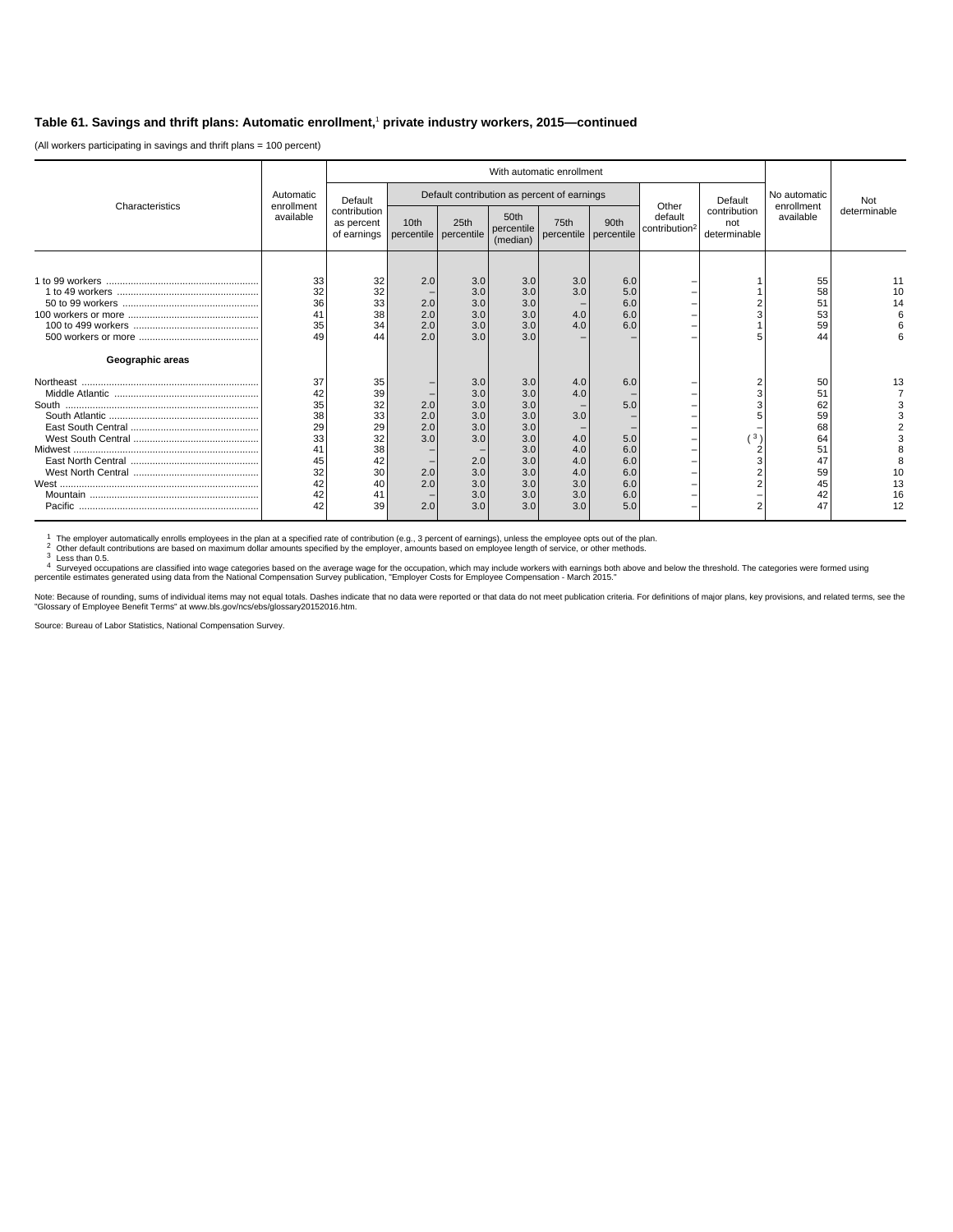## Table 61. Savings and thrift plans: Automatic enrollment,[1] private industry workers, 2015—continued

(All workers participating in savings and thrift plans = 100 percent)

| Characteristics | Automatic enrollment available | With automatic enrollment | | | | | | | | | No automatic enrollment available | Not determinable |
|---|---|---|---|---|---|---|---|---|---|---|---|---|
| | | Default contribution as percent of earnings | Default contribution as percent of earnings | | | | | Other default contribution[2] | Default contribution not determinable | | | |
| | | | 10th percentile | 25th percentile | 50th percentile (median) | 75th percentile | 90th percentile | | | | | |
| 1 to 99 workers | 33 | 32 | 2.0 | 3.0 | 3.0 | 3.0 | 6.0 | – | 1 | | 55 | 11 |
| 1 to 49 workers | 32 | 32 | – | 3.0 | 3.0 | 3.0 | 5.0 | – | 1 | | 58 | 10 |
| 50 to 99 workers | 36 | 33 | 2.0 | 3.0 | 3.0 | – | 6.0 | – | 2 | | 51 | 14 |
| 100 workers or more | 41 | 38 | 2.0 | 3.0 | 3.0 | 4.0 | 6.0 | – | 3 | | 53 | 6 |
| 100 to 499 workers | 35 | 34 | 2.0 | 3.0 | 3.0 | 4.0 | 6.0 | – | 1 | | 59 | 6 |
| 500 workers or more | 49 | 44 | 2.0 | 3.0 | 3.0 | – | – | – | 5 | | 44 | 6 |
| **Geographic areas** | | | | | | | | | | | | |
| Northeast | 37 | 35 | – | 3.0 | 3.0 | 4.0 | 6.0 | – | 2 | | 50 | 13 |
| Middle Atlantic | 42 | 39 | – | 3.0 | 3.0 | 4.0 | – | – | 3 | | 51 | 7 |
| South | 35 | 32 | 2.0 | 3.0 | 3.0 | – | 5.0 | – | 3 | | 62 | 3 |
| South Atlantic | 38 | 33 | 2.0 | 3.0 | 3.0 | 3.0 | – | – | 5 | | 59 | 3 |
| East South Central | 29 | 29 | 2.0 | 3.0 | 3.0 | – | – | – | – | | 68 | 2 |
| West South Central | 33 | 32 | 3.0 | 3.0 | 3.0 | 4.0 | 5.0 | – | (3) | | 64 | 3 |
| Midwest | 41 | 38 | – | – | 3.0 | 4.0 | 6.0 | – | 2 | | 51 | 8 |
| East North Central | 45 | 42 | – | 2.0 | 3.0 | 4.0 | 6.0 | – | 3 | | 47 | 8 |
| West North Central | 32 | 30 | 2.0 | 3.0 | 3.0 | 4.0 | 6.0 | – | 2 | | 59 | 10 |
| West | 42 | 40 | 2.0 | 3.0 | 3.0 | 3.0 | 6.0 | – | 2 | | 45 | 13 |
| Mountain | 42 | 41 | – | 3.0 | 3.0 | 3.0 | 6.0 | – | – | | 42 | 16 |
| Pacific | 42 | 39 | 2.0 | 3.0 | 3.0 | 3.0 | 5.0 | – | 2 | | 47 | 12 |

[1] The employer automatically enrolls employees in the plan at a specified rate of contribution (e.g., 3 percent of earnings), unless the employee opts out of the plan.
[2] Other default contributions are based on maximum dollar amounts specified by the employer, amounts based on employee length of service, or other methods.
[3] Less than 0.5.
[4] Surveyed occupations are classified into wage categories based on the average wage for the occupation, which may include workers with earnings both above and below the threshold. The categories were formed using percentile estimates generated using data from the National Compensation Survey publication, "Employer Costs for Employee Compensation - March 2015."

Note: Because of rounding, sums of individual items may not equal totals. Dashes indicate that no data were reported or that data do not meet publication criteria. For definitions of major plans, key provisions, and related terms, see the "Glossary of Employee Benefit Terms" at www.bls.gov/ncs/ebs/glossary20152016.htm.

Source: Bureau of Labor Statistics, National Compensation Survey.